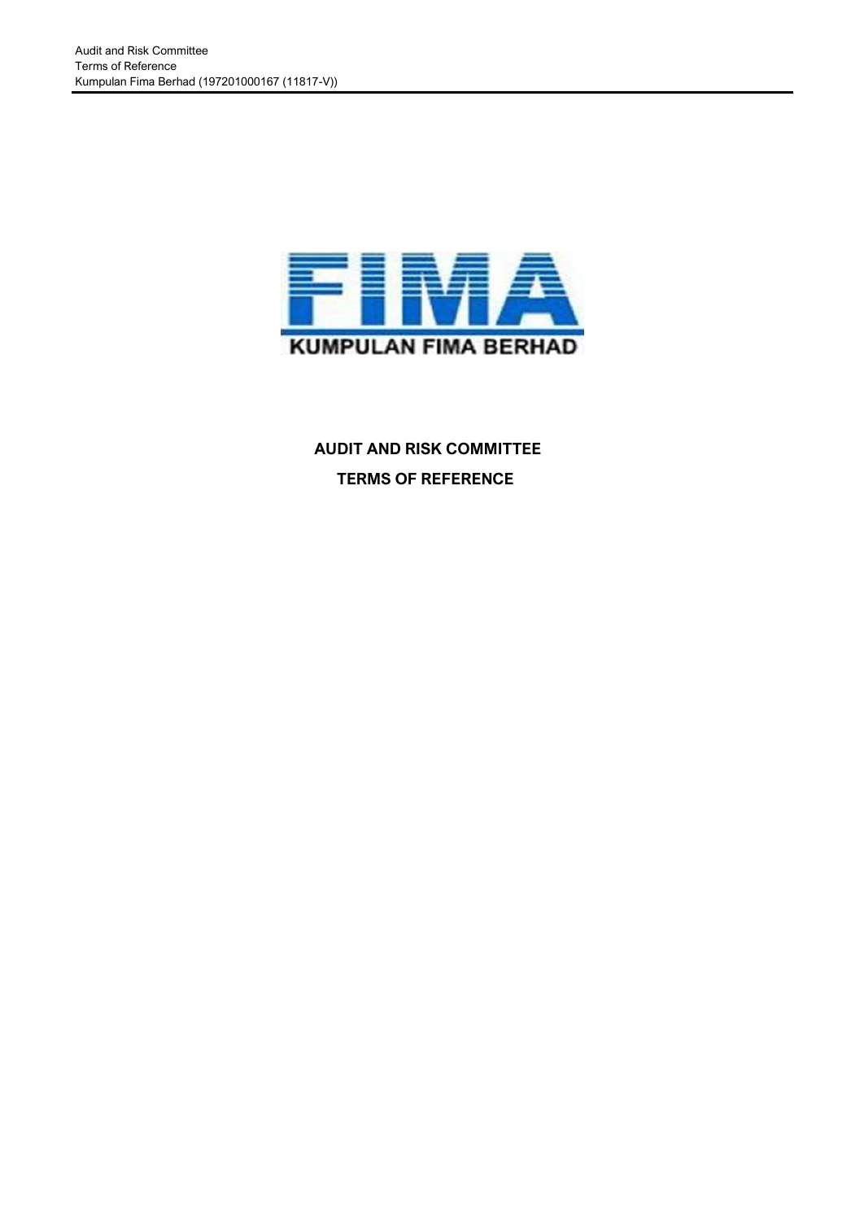# AUDIT AND RISK COMMITTEE

# TERMS OF REFERENCE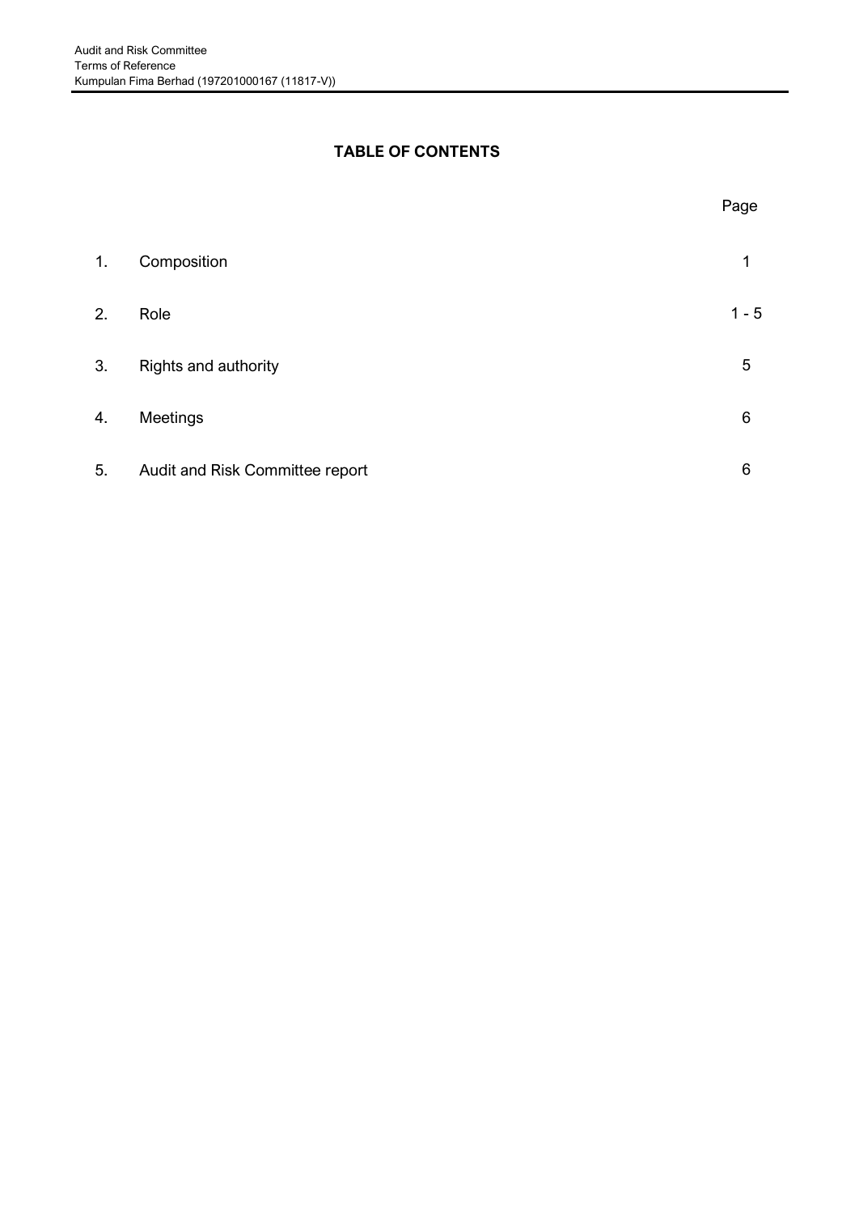## TABLE OF CONTENTS

| | | Page |
|---|---|---|
| 1. | Composition | 1 |
| 2. | Role | 1 - 5 |
| 3. | Rights and authority | 5 |
| 4. | Meetings | 6 |
| 5. | Audit and Risk Committee report | 6 |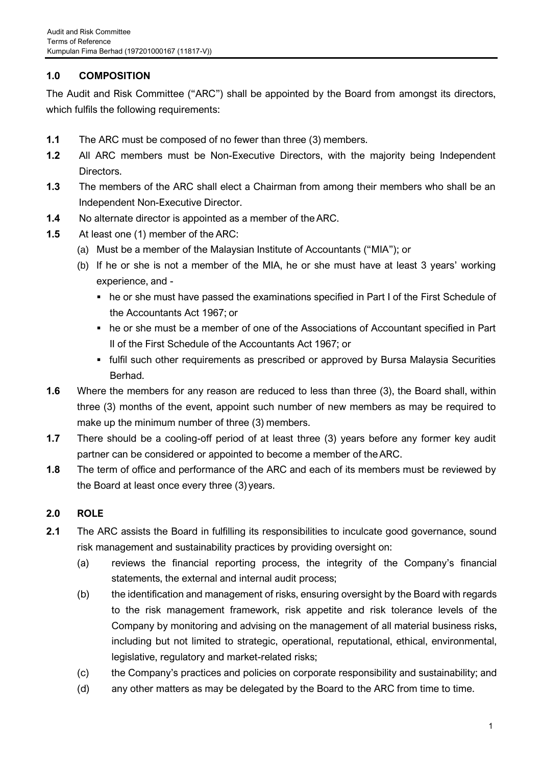## 1.0 COMPOSITION

The Audit and Risk Committee ("ARC") shall be appointed by the Board from amongst its directors, which fulfils the following requirements:

**1.1** The ARC must be composed of no fewer than three (3) members.

**1.2** All ARC members must be Non-Executive Directors, with the majority being Independent Directors.

**1.3** The members of the ARC shall elect a Chairman from among their members who shall be an Independent Non-Executive Director.

**1.4** No alternate director is appointed as a member of the ARC.

**1.5** At least one (1) member of the ARC:

(a) Must be a member of the Malaysian Institute of Accountants ("MIA"); or

(b) If he or she is not a member of the MIA, he or she must have at least 3 years' working experience, and -

- he or she must have passed the examinations specified in Part I of the First Schedule of the Accountants Act 1967; or
- he or she must be a member of one of the Associations of Accountant specified in Part II of the First Schedule of the Accountants Act 1967; or
- fulfil such other requirements as prescribed or approved by Bursa Malaysia Securities Berhad.

**1.6** Where the members for any reason are reduced to less than three (3), the Board shall, within three (3) months of the event, appoint such number of new members as may be required to make up the minimum number of three (3) members.

**1.7** There should be a cooling-off period of at least three (3) years before any former key audit partner can be considered or appointed to become a member of the ARC.

**1.8** The term of office and performance of the ARC and each of its members must be reviewed by the Board at least once every three (3) years.

## 2.0 ROLE

**2.1** The ARC assists the Board in fulfilling its responsibilities to inculcate good governance, sound risk management and sustainability practices by providing oversight on:

(a) reviews the financial reporting process, the integrity of the Company's financial statements, the external and internal audit process;

(b) the identification and management of risks, ensuring oversight by the Board with regards to the risk management framework, risk appetite and risk tolerance levels of the Company by monitoring and advising on the management of all material business risks, including but not limited to strategic, operational, reputational, ethical, environmental, legislative, regulatory and market-related risks;

(c) the Company's practices and policies on corporate responsibility and sustainability; and

(d) any other matters as may be delegated by the Board to the ARC from time to time.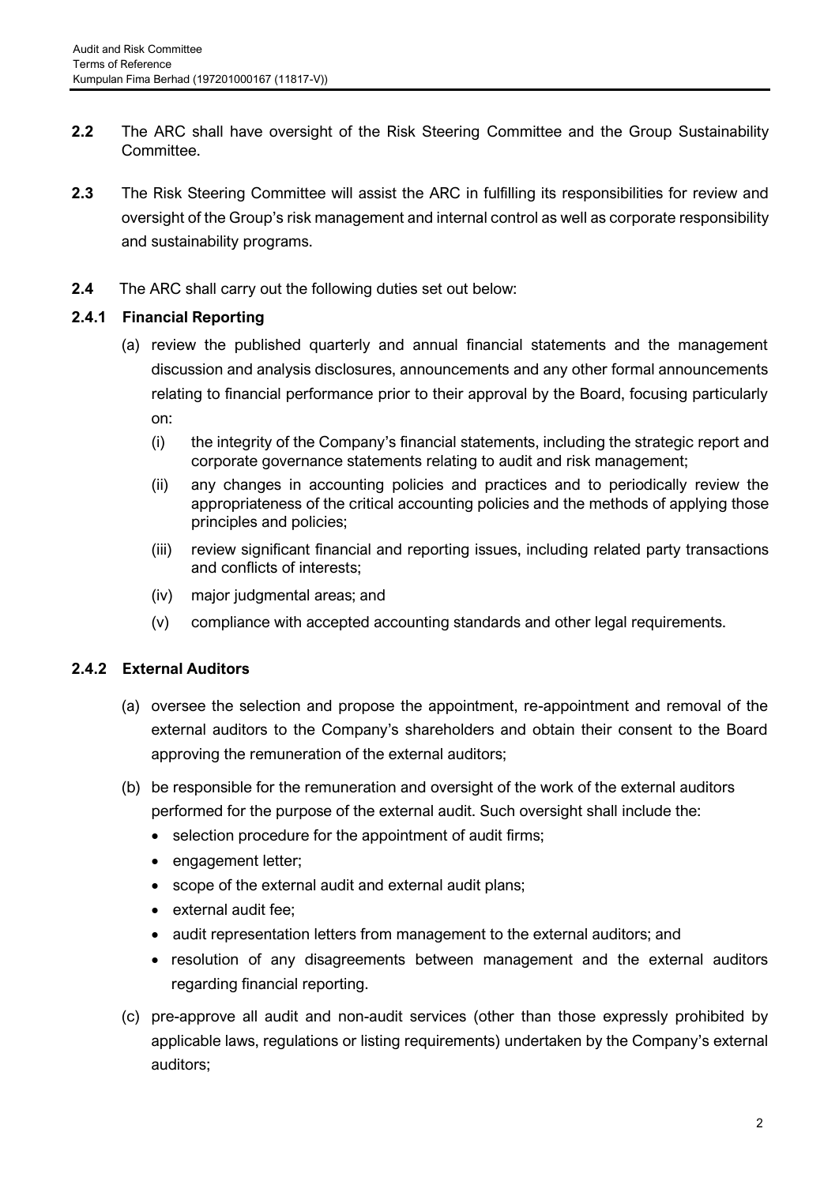**2.2** The ARC shall have oversight of the Risk Steering Committee and the Group Sustainability Committee.

**2.3** The Risk Steering Committee will assist the ARC in fulfilling its responsibilities for review and oversight of the Group's risk management and internal control as well as corporate responsibility and sustainability programs.

**2.4** The ARC shall carry out the following duties set out below:

**2.4.1 Financial Reporting**

(a) review the published quarterly and annual financial statements and the management discussion and analysis disclosures, announcements and any other formal announcements relating to financial performance prior to their approval by the Board, focusing particularly on:

(i) the integrity of the Company's financial statements, including the strategic report and corporate governance statements relating to audit and risk management;

(ii) any changes in accounting policies and practices and to periodically review the appropriateness of the critical accounting policies and the methods of applying those principles and policies;

(iii) review significant financial and reporting issues, including related party transactions and conflicts of interests;

(iv) major judgmental areas; and

(v) compliance with accepted accounting standards and other legal requirements.

**2.4.2 External Auditors**

(a) oversee the selection and propose the appointment, re-appointment and removal of the external auditors to the Company's shareholders and obtain their consent to the Board approving the remuneration of the external auditors;

(b) be responsible for the remuneration and oversight of the work of the external auditors performed for the purpose of the external audit. Such oversight shall include the:

- selection procedure for the appointment of audit firms;
- engagement letter;
- scope of the external audit and external audit plans;
- external audit fee;
- audit representation letters from management to the external auditors; and
- resolution of any disagreements between management and the external auditors regarding financial reporting.

(c) pre-approve all audit and non-audit services (other than those expressly prohibited by applicable laws, regulations or listing requirements) undertaken by the Company's external auditors;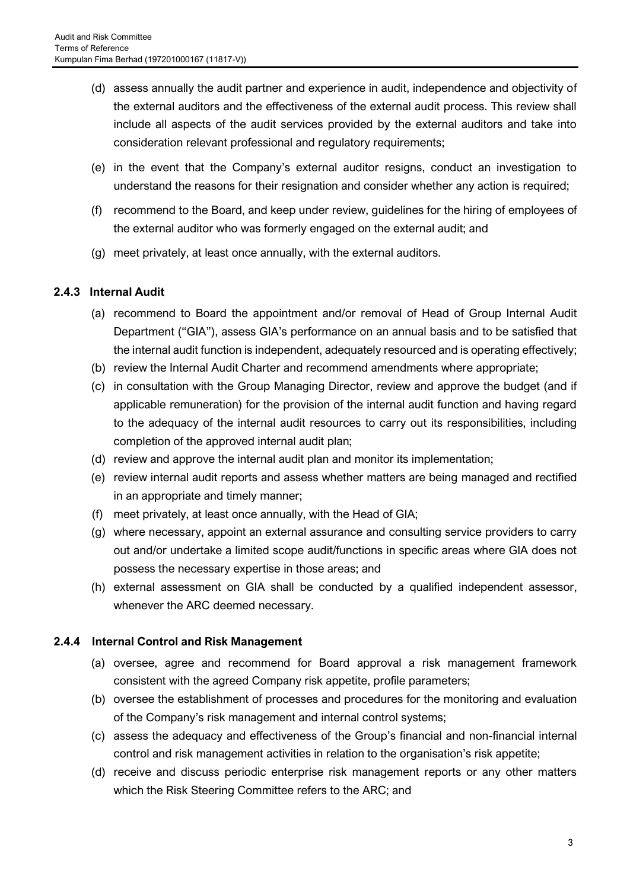(d) assess annually the audit partner and experience in audit, independence and objectivity of the external auditors and the effectiveness of the external audit process. This review shall include all aspects of the audit services provided by the external auditors and take into consideration relevant professional and regulatory requirements;

(e) in the event that the Company's external auditor resigns, conduct an investigation to understand the reasons for their resignation and consider whether any action is required;

(f) recommend to the Board, and keep under review, guidelines for the hiring of employees of the external auditor who was formerly engaged on the external audit; and

(g) meet privately, at least once annually, with the external auditors.

#### 2.4.3 Internal Audit

(a) recommend to Board the appointment and/or removal of Head of Group Internal Audit Department ("GIA"), assess GIA's performance on an annual basis and to be satisfied that the internal audit function is independent, adequately resourced and is operating effectively;

(b) review the Internal Audit Charter and recommend amendments where appropriate;

(c) in consultation with the Group Managing Director, review and approve the budget (and if applicable remuneration) for the provision of the internal audit function and having regard to the adequacy of the internal audit resources to carry out its responsibilities, including completion of the approved internal audit plan;

(d) review and approve the internal audit plan and monitor its implementation;

(e) review internal audit reports and assess whether matters are being managed and rectified in an appropriate and timely manner;

(f) meet privately, at least once annually, with the Head of GIA;

(g) where necessary, appoint an external assurance and consulting service providers to carry out and/or undertake a limited scope audit/functions in specific areas where GIA does not possess the necessary expertise in those areas; and

(h) external assessment on GIA shall be conducted by a qualified independent assessor, whenever the ARC deemed necessary.

#### 2.4.4 Internal Control and Risk Management

(a) oversee, agree and recommend for Board approval a risk management framework consistent with the agreed Company risk appetite, profile parameters;

(b) oversee the establishment of processes and procedures for the monitoring and evaluation of the Company's risk management and internal control systems;

(c) assess the adequacy and effectiveness of the Group's financial and non-financial internal control and risk management activities in relation to the organisation's risk appetite;

(d) receive and discuss periodic enterprise risk management reports or any other matters which the Risk Steering Committee refers to the ARC; and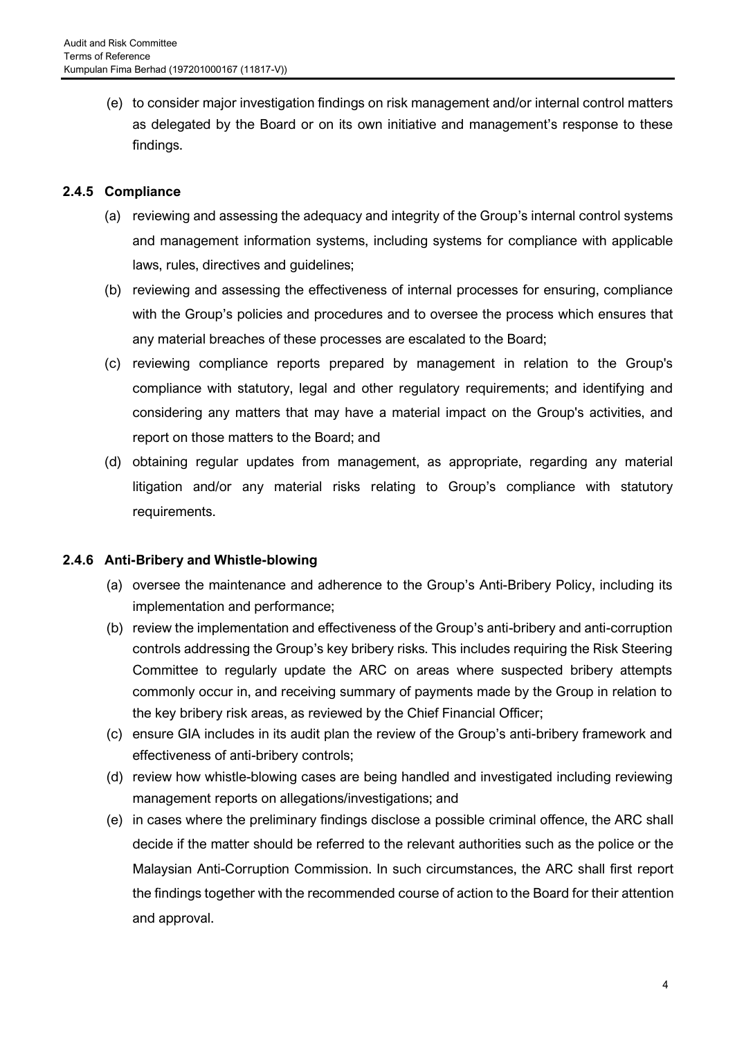(e) to consider major investigation findings on risk management and/or internal control matters as delegated by the Board or on its own initiative and management's response to these findings.

### 2.4.5 Compliance

(a) reviewing and assessing the adequacy and integrity of the Group's internal control systems and management information systems, including systems for compliance with applicable laws, rules, directives and guidelines;

(b) reviewing and assessing the effectiveness of internal processes for ensuring, compliance with the Group's policies and procedures and to oversee the process which ensures that any material breaches of these processes are escalated to the Board;

(c) reviewing compliance reports prepared by management in relation to the Group's compliance with statutory, legal and other regulatory requirements; and identifying and considering any matters that may have a material impact on the Group's activities, and report on those matters to the Board; and

(d) obtaining regular updates from management, as appropriate, regarding any material litigation and/or any material risks relating to Group's compliance with statutory requirements.

### 2.4.6 Anti-Bribery and Whistle-blowing

(a) oversee the maintenance and adherence to the Group's Anti-Bribery Policy, including its implementation and performance;

(b) review the implementation and effectiveness of the Group's anti-bribery and anti-corruption controls addressing the Group's key bribery risks. This includes requiring the Risk Steering Committee to regularly update the ARC on areas where suspected bribery attempts commonly occur in, and receiving summary of payments made by the Group in relation to the key bribery risk areas, as reviewed by the Chief Financial Officer;

(c) ensure GIA includes in its audit plan the review of the Group's anti-bribery framework and effectiveness of anti-bribery controls;

(d) review how whistle-blowing cases are being handled and investigated including reviewing management reports on allegations/investigations; and

(e) in cases where the preliminary findings disclose a possible criminal offence, the ARC shall decide if the matter should be referred to the relevant authorities such as the police or the Malaysian Anti-Corruption Commission. In such circumstances, the ARC shall first report the findings together with the recommended course of action to the Board for their attention and approval.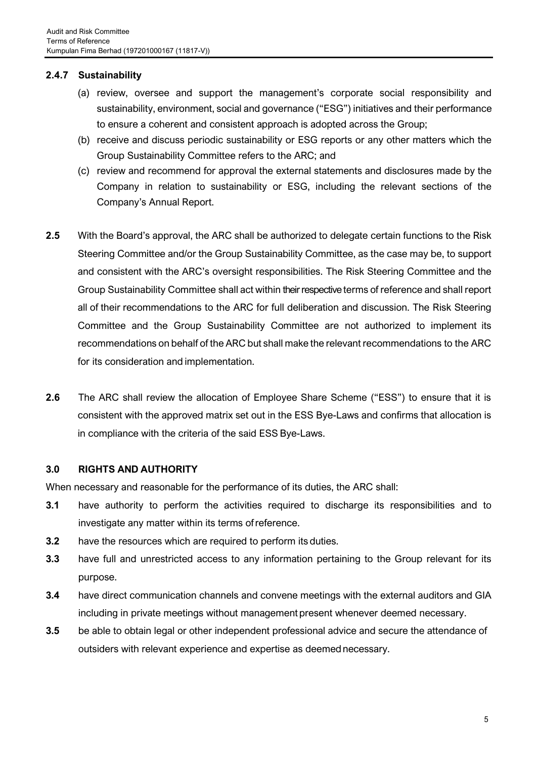#### 2.4.7 Sustainability

(a) review, oversee and support the management's corporate social responsibility and sustainability, environment, social and governance ("ESG") initiatives and their performance to ensure a coherent and consistent approach is adopted across the Group;

(b) receive and discuss periodic sustainability or ESG reports or any other matters which the Group Sustainability Committee refers to the ARC; and

(c) review and recommend for approval the external statements and disclosures made by the Company in relation to sustainability or ESG, including the relevant sections of the Company's Annual Report.

**2.5** With the Board's approval, the ARC shall be authorized to delegate certain functions to the Risk Steering Committee and/or the Group Sustainability Committee, as the case may be, to support and consistent with the ARC's oversight responsibilities. The Risk Steering Committee and the Group Sustainability Committee shall act within their respective terms of reference and shall report all of their recommendations to the ARC for full deliberation and discussion. The Risk Steering Committee and the Group Sustainability Committee are not authorized to implement its recommendations on behalf of the ARC but shall make the relevant recommendations to the ARC for its consideration and implementation.

**2.6** The ARC shall review the allocation of Employee Share Scheme ("ESS") to ensure that it is consistent with the approved matrix set out in the ESS Bye-Laws and confirms that allocation is in compliance with the criteria of the said ESS Bye-Laws.

### 3.0 RIGHTS AND AUTHORITY

When necessary and reasonable for the performance of its duties, the ARC shall:

**3.1** have authority to perform the activities required to discharge its responsibilities and to investigate any matter within its terms of reference.

**3.2** have the resources which are required to perform its duties.

**3.3** have full and unrestricted access to any information pertaining to the Group relevant for its purpose.

**3.4** have direct communication channels and convene meetings with the external auditors and GIA including in private meetings without management present whenever deemed necessary.

**3.5** be able to obtain legal or other independent professional advice and secure the attendance of outsiders with relevant experience and expertise as deemed necessary.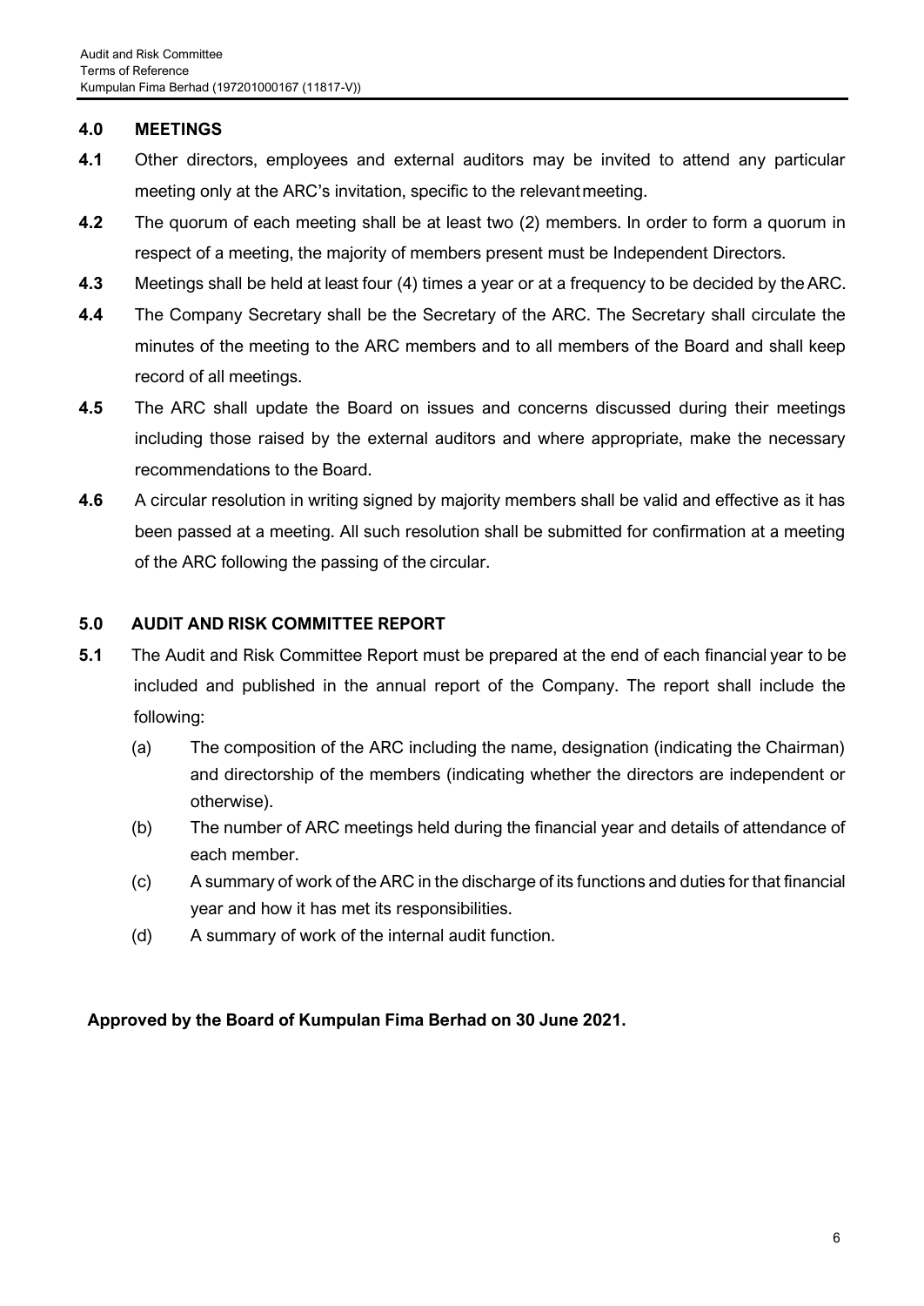## 4.0 MEETINGS

**4.1** Other directors, employees and external auditors may be invited to attend any particular meeting only at the ARC's invitation, specific to the relevant meeting.

**4.2** The quorum of each meeting shall be at least two (2) members. In order to form a quorum in respect of a meeting, the majority of members present must be Independent Directors.

**4.3** Meetings shall be held at least four (4) times a year or at a frequency to be decided by the ARC.

**4.4** The Company Secretary shall be the Secretary of the ARC. The Secretary shall circulate the minutes of the meeting to the ARC members and to all members of the Board and shall keep record of all meetings.

**4.5** The ARC shall update the Board on issues and concerns discussed during their meetings including those raised by the external auditors and where appropriate, make the necessary recommendations to the Board.

**4.6** A circular resolution in writing signed by majority members shall be valid and effective as it has been passed at a meeting. All such resolution shall be submitted for confirmation at a meeting of the ARC following the passing of the circular.

## 5.0 AUDIT AND RISK COMMITTEE REPORT

**5.1** The Audit and Risk Committee Report must be prepared at the end of each financial year to be included and published in the annual report of the Company. The report shall include the following:

(a) The composition of the ARC including the name, designation (indicating the Chairman) and directorship of the members (indicating whether the directors are independent or otherwise).

(b) The number of ARC meetings held during the financial year and details of attendance of each member.

(c) A summary of work of the ARC in the discharge of its functions and duties for that financial year and how it has met its responsibilities.

(d) A summary of work of the internal audit function.

**Approved by the Board of Kumpulan Fima Berhad on 30 June 2021.**